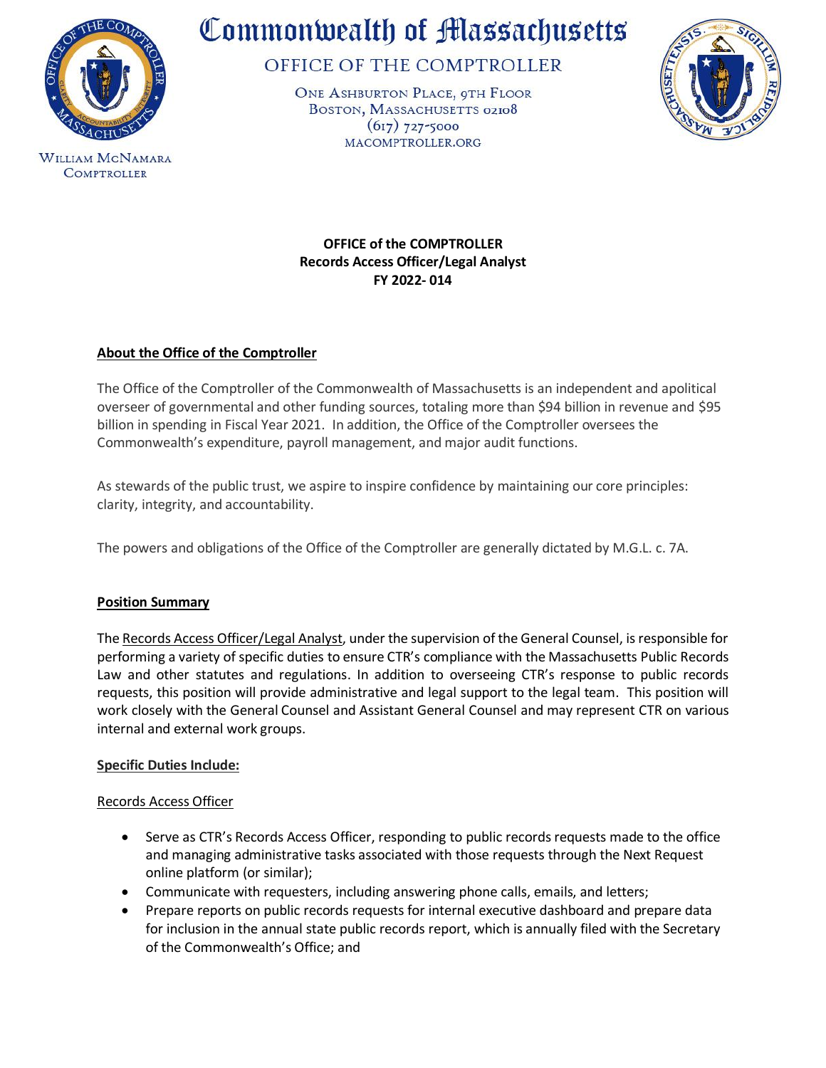# Commonwealth of Massachusetts

## OFFICE OF THE COMPTROLLER

ONE ASHBURTON PLACE, 9TH FLOOR
BOSTON, MASSACHUSETTS 02108
(617) 727-5000
MACOMPTROLLER.ORG

WILLIAM MCNAMARA
COMPTROLLER

**OFFICE of the COMPTROLLER**
**Records Access Officer/Legal Analyst**
**FY 2022- 014**

### About the Office of the Comptroller

The Office of the Comptroller of the Commonwealth of Massachusetts is an independent and apolitical overseer of governmental and other funding sources, totaling more than $94 billion in revenue and $95 billion in spending in Fiscal Year 2021. In addition, the Office of the Comptroller oversees the Commonwealth's expenditure, payroll management, and major audit functions.

As stewards of the public trust, we aspire to inspire confidence by maintaining our core principles: clarity, integrity, and accountability.

The powers and obligations of the Office of the Comptroller are generally dictated by M.G.L. c. 7A.

### Position Summary

The Records Access Officer/Legal Analyst, under the supervision of the General Counsel, is responsible for performing a variety of specific duties to ensure CTR's compliance with the Massachusetts Public Records Law and other statutes and regulations. In addition to overseeing CTR's response to public records requests, this position will provide administrative and legal support to the legal team. This position will work closely with the General Counsel and Assistant General Counsel and may represent CTR on various internal and external work groups.

### Specific Duties Include:

Records Access Officer

- Serve as CTR's Records Access Officer, responding to public records requests made to the office and managing administrative tasks associated with those requests through the Next Request online platform (or similar);
- Communicate with requesters, including answering phone calls, emails, and letters;
- Prepare reports on public records requests for internal executive dashboard and prepare data for inclusion in the annual state public records report, which is annually filed with the Secretary of the Commonwealth's Office; and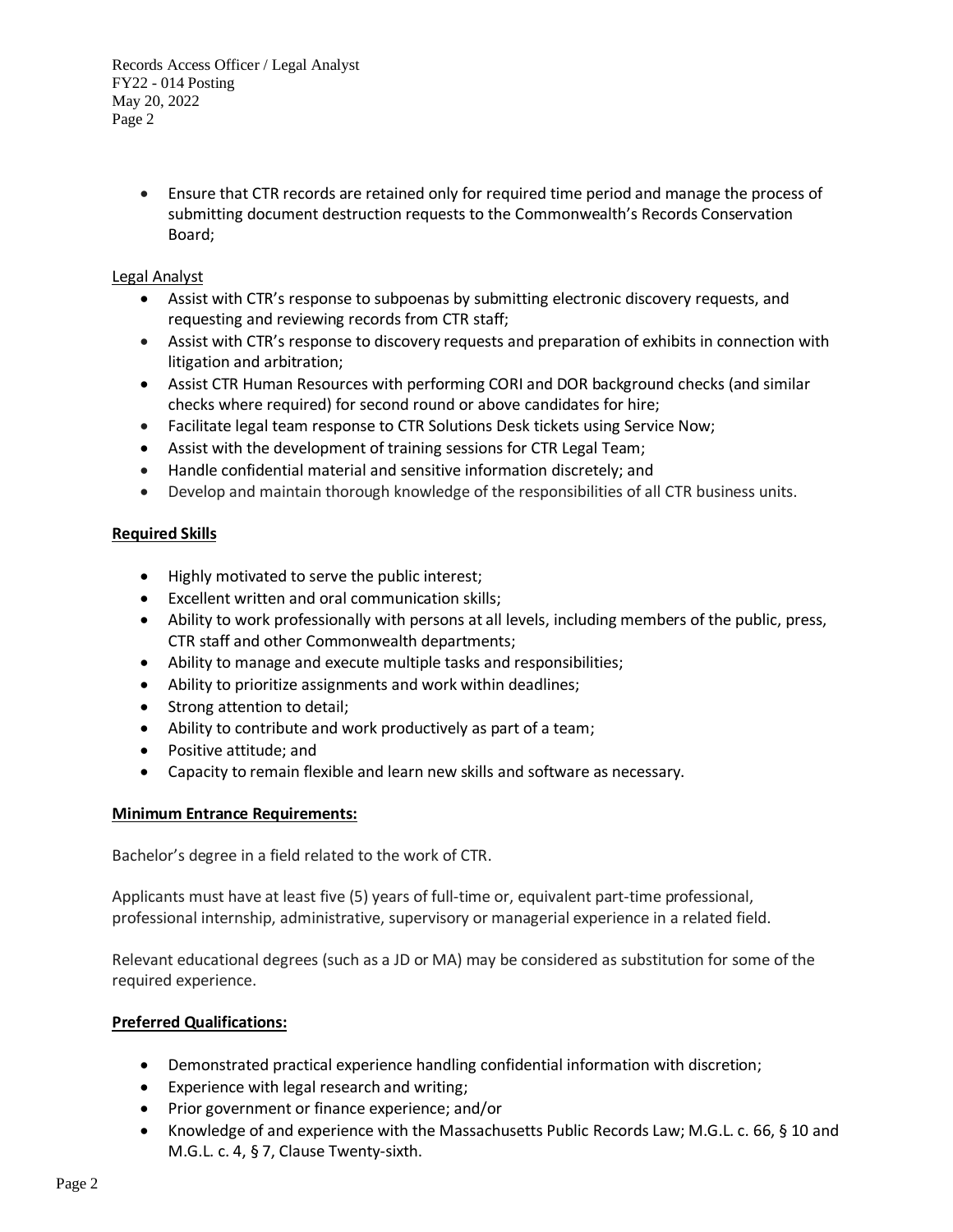- Ensure that CTR records are retained only for required time period and manage the process of submitting document destruction requests to the Commonwealth's Records Conservation Board;

Legal Analyst

- Assist with CTR's response to subpoenas by submitting electronic discovery requests, and requesting and reviewing records from CTR staff;
- Assist with CTR's response to discovery requests and preparation of exhibits in connection with litigation and arbitration;
- Assist CTR Human Resources with performing CORI and DOR background checks (and similar checks where required) for second round or above candidates for hire;
- Facilitate legal team response to CTR Solutions Desk tickets using Service Now;
- Assist with the development of training sessions for CTR Legal Team;
- Handle confidential material and sensitive information discretely; and
- Develop and maintain thorough knowledge of the responsibilities of all CTR business units.

**Required Skills**

- Highly motivated to serve the public interest;
- Excellent written and oral communication skills;
- Ability to work professionally with persons at all levels, including members of the public, press, CTR staff and other Commonwealth departments;
- Ability to manage and execute multiple tasks and responsibilities;
- Ability to prioritize assignments and work within deadlines;
- Strong attention to detail;
- Ability to contribute and work productively as part of a team;
- Positive attitude; and
- Capacity to remain flexible and learn new skills and software as necessary.

**Minimum Entrance Requirements:**

Bachelor's degree in a field related to the work of CTR.

Applicants must have at least five (5) years of full-time or, equivalent part-time professional, professional internship, administrative, supervisory or managerial experience in a related field.

Relevant educational degrees (such as a JD or MA) may be considered as substitution for some of the required experience.

**Preferred Qualifications:**

- Demonstrated practical experience handling confidential information with discretion;
- Experience with legal research and writing;
- Prior government or finance experience; and/or
- Knowledge of and experience with the Massachusetts Public Records Law; M.G.L. c. 66, § 10 and M.G.L. c. 4, § 7, Clause Twenty-sixth.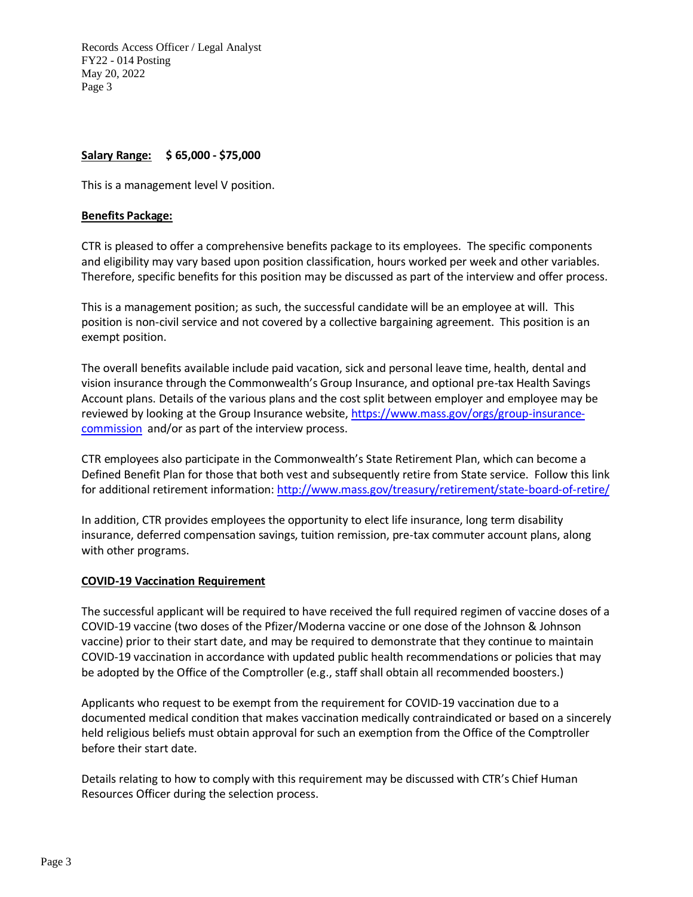**Salary Range:** **$ 65,000 - $75,000**

This is a management level V position.

**Benefits Package:**

CTR is pleased to offer a comprehensive benefits package to its employees. The specific components and eligibility may vary based upon position classification, hours worked per week and other variables. Therefore, specific benefits for this position may be discussed as part of the interview and offer process.

This is a management position; as such, the successful candidate will be an employee at will. This position is non-civil service and not covered by a collective bargaining agreement. This position is an exempt position.

The overall benefits available include paid vacation, sick and personal leave time, health, dental and vision insurance through the Commonwealth's Group Insurance, and optional pre-tax Health Savings Account plans. Details of the various plans and the cost split between employer and employee may be reviewed by looking at the Group Insurance website, [https://www.mass.gov/orgs/group-insurance-commission](https://www.mass.gov/orgs/group-insurance-commission) and/or as part of the interview process.

CTR employees also participate in the Commonwealth's State Retirement Plan, which can become a Defined Benefit Plan for those that both vest and subsequently retire from State service. Follow this link for additional retirement information: [http://www.mass.gov/treasury/retirement/state-board-of-retire/](http://www.mass.gov/treasury/retirement/state-board-of-retire/)

In addition, CTR provides employees the opportunity to elect life insurance, long term disability insurance, deferred compensation savings, tuition remission, pre-tax commuter account plans, along with other programs.

**COVID-19 Vaccination Requirement**

The successful applicant will be required to have received the full required regimen of vaccine doses of a COVID-19 vaccine (two doses of the Pfizer/Moderna vaccine or one dose of the Johnson & Johnson vaccine) prior to their start date, and may be required to demonstrate that they continue to maintain COVID-19 vaccination in accordance with updated public health recommendations or policies that may be adopted by the Office of the Comptroller (e.g., staff shall obtain all recommended boosters.)

Applicants who request to be exempt from the requirement for COVID-19 vaccination due to a documented medical condition that makes vaccination medically contraindicated or based on a sincerely held religious beliefs must obtain approval for such an exemption from the Office of the Comptroller before their start date.

Details relating to how to comply with this requirement may be discussed with CTR's Chief Human Resources Officer during the selection process.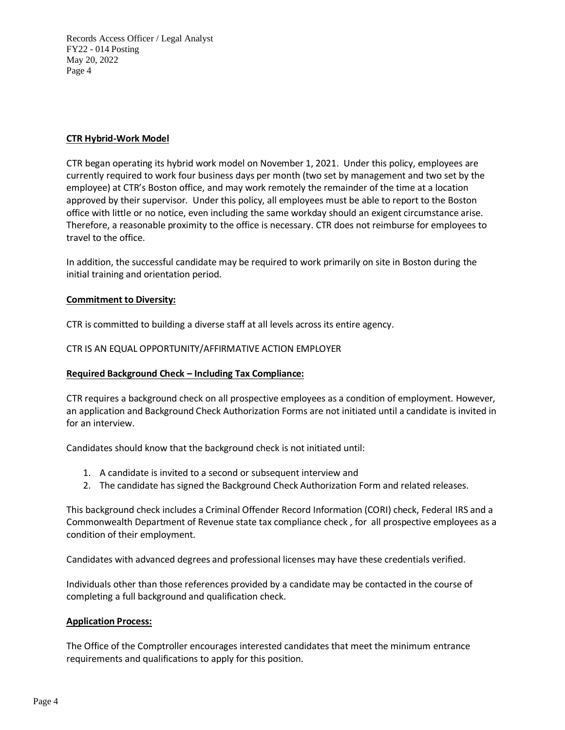## CTR Hybrid-Work Model

CTR began operating its hybrid work model on November 1, 2021. Under this policy, employees are currently required to work four business days per month (two set by management and two set by the employee) at CTR's Boston office, and may work remotely the remainder of the time at a location approved by their supervisor. Under this policy, all employees must be able to report to the Boston office with little or no notice, even including the same workday should an exigent circumstance arise. Therefore, a reasonable proximity to the office is necessary. CTR does not reimburse for employees to travel to the office.

In addition, the successful candidate may be required to work primarily on site in Boston during the initial training and orientation period.

## Commitment to Diversity:

CTR is committed to building a diverse staff at all levels across its entire agency.

CTR IS AN EQUAL OPPORTUNITY/AFFIRMATIVE ACTION EMPLOYER

## Required Background Check – Including Tax Compliance:

CTR requires a background check on all prospective employees as a condition of employment. However, an application and Background Check Authorization Forms are not initiated until a candidate is invited in for an interview.

Candidates should know that the background check is not initiated until:

1. A candidate is invited to a second or subsequent interview and
2. The candidate has signed the Background Check Authorization Form and related releases.

This background check includes a Criminal Offender Record Information (CORI) check, Federal IRS and a Commonwealth Department of Revenue state tax compliance check , for all prospective employees as a condition of their employment.

Candidates with advanced degrees and professional licenses may have these credentials verified.

Individuals other than those references provided by a candidate may be contacted in the course of completing a full background and qualification check.

## Application Process:

The Office of the Comptroller encourages interested candidates that meet the minimum entrance requirements and qualifications to apply for this position.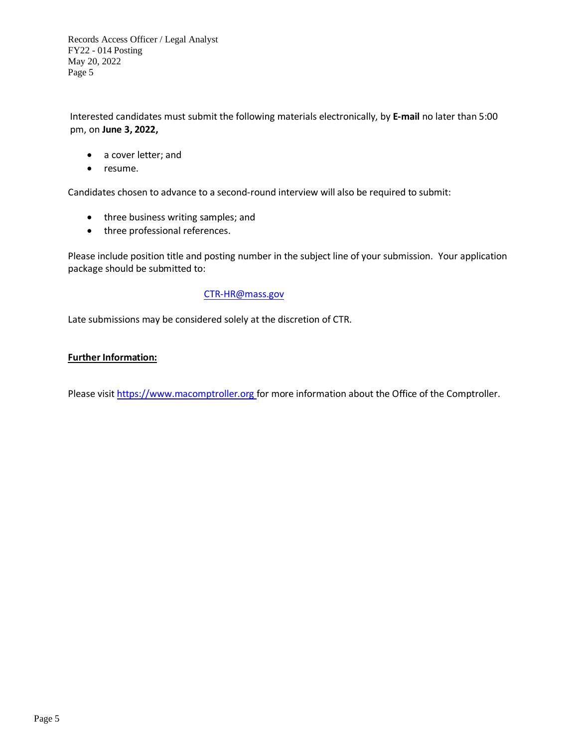Interested candidates must submit the following materials electronically, by **E-mail** no later than 5:00 pm, on **June 3, 2022,**

- a cover letter; and
- resume.

Candidates chosen to advance to a second-round interview will also be required to submit:

- three business writing samples; and
- three professional references.

Please include position title and posting number in the subject line of your submission. Your application package should be submitted to:

CTR-HR@mass.gov

Late submissions may be considered solely at the discretion of CTR.

**Further Information:**

Please visit https://www.macomptroller.org for more information about the Office of the Comptroller.